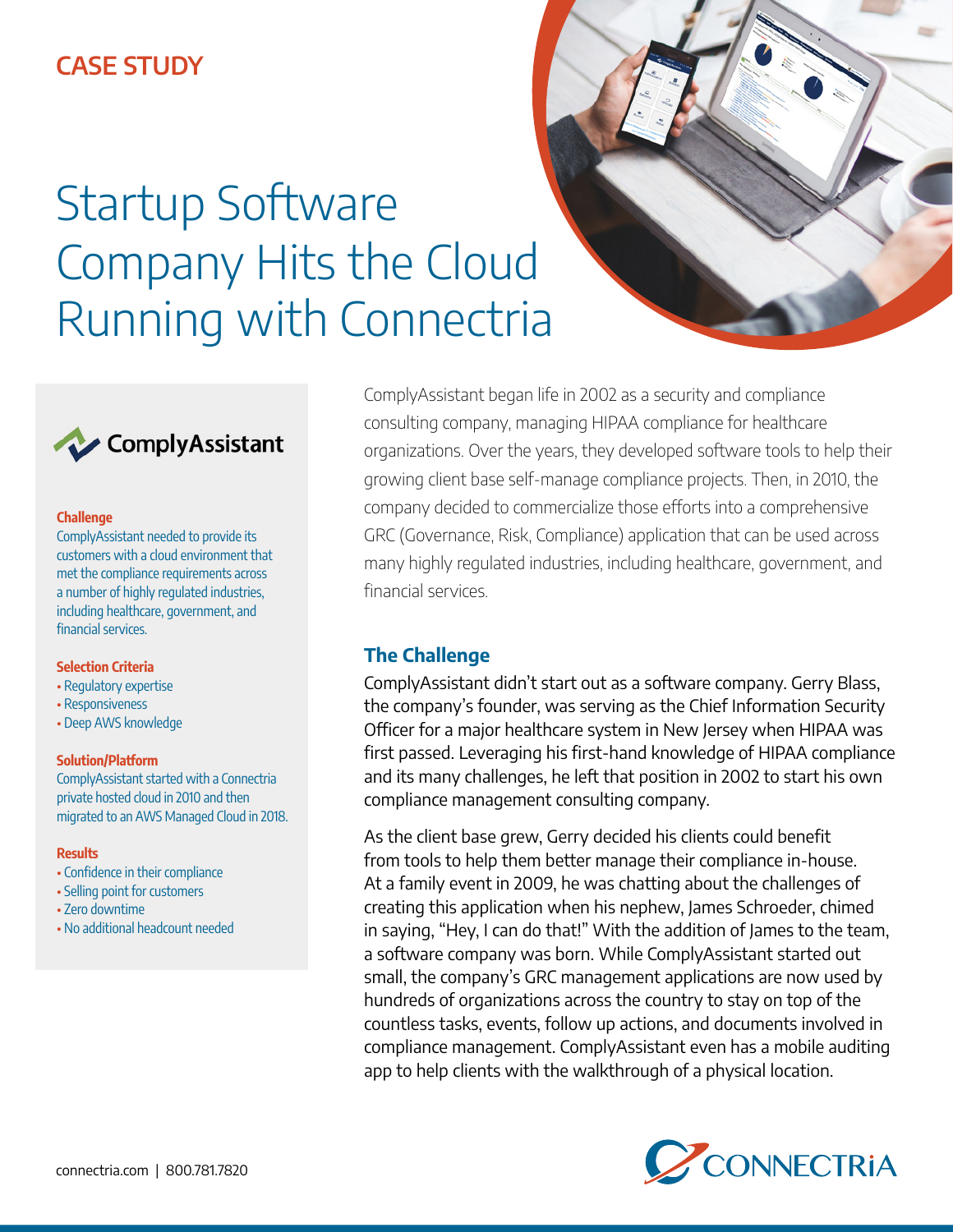CASE STUDY

# Startup Software Company Hits the Cloud Running with Connectria

ComplyAssistant

**Challenge**

ComplyAssistant needed to provide its customers with a cloud environment that met the compliance requirements across a number of highly regulated industries, including healthcare, government, and financial services.

**Selection Criteria**

- Regulatory expertise
- Responsiveness
- Deep AWS knowledge

**Solution/Platform**

ComplyAssistant started with a Connectria private hosted cloud in 2010 and then migrated to an AWS Managed Cloud in 2018.

**Results**

- Confidence in their compliance
- Selling point for customers
- Zero downtime
- No additional headcount needed

ComplyAssistant began life in 2002 as a security and compliance consulting company, managing HIPAA compliance for healthcare organizations. Over the years, they developed software tools to help their growing client base self-manage compliance projects. Then, in 2010, the company decided to commercialize those efforts into a comprehensive GRC (Governance, Risk, Compliance) application that can be used across many highly regulated industries, including healthcare, government, and financial services.

## The Challenge

ComplyAssistant didn't start out as a software company. Gerry Blass, the company's founder, was serving as the Chief Information Security Officer for a major healthcare system in New Jersey when HIPAA was first passed. Leveraging his first-hand knowledge of HIPAA compliance and its many challenges, he left that position in 2002 to start his own compliance management consulting company.

As the client base grew, Gerry decided his clients could benefit from tools to help them better manage their compliance in-house. At a family event in 2009, he was chatting about the challenges of creating this application when his nephew, James Schroeder, chimed in saying, "Hey, I can do that!" With the addition of James to the team, a software company was born. While ComplyAssistant started out small, the company's GRC management applications are now used by hundreds of organizations across the country to stay on top of the countless tasks, events, follow up actions, and documents involved in compliance management. ComplyAssistant even has a mobile auditing app to help clients with the walkthrough of a physical location.

connectria.com | 800.781.7820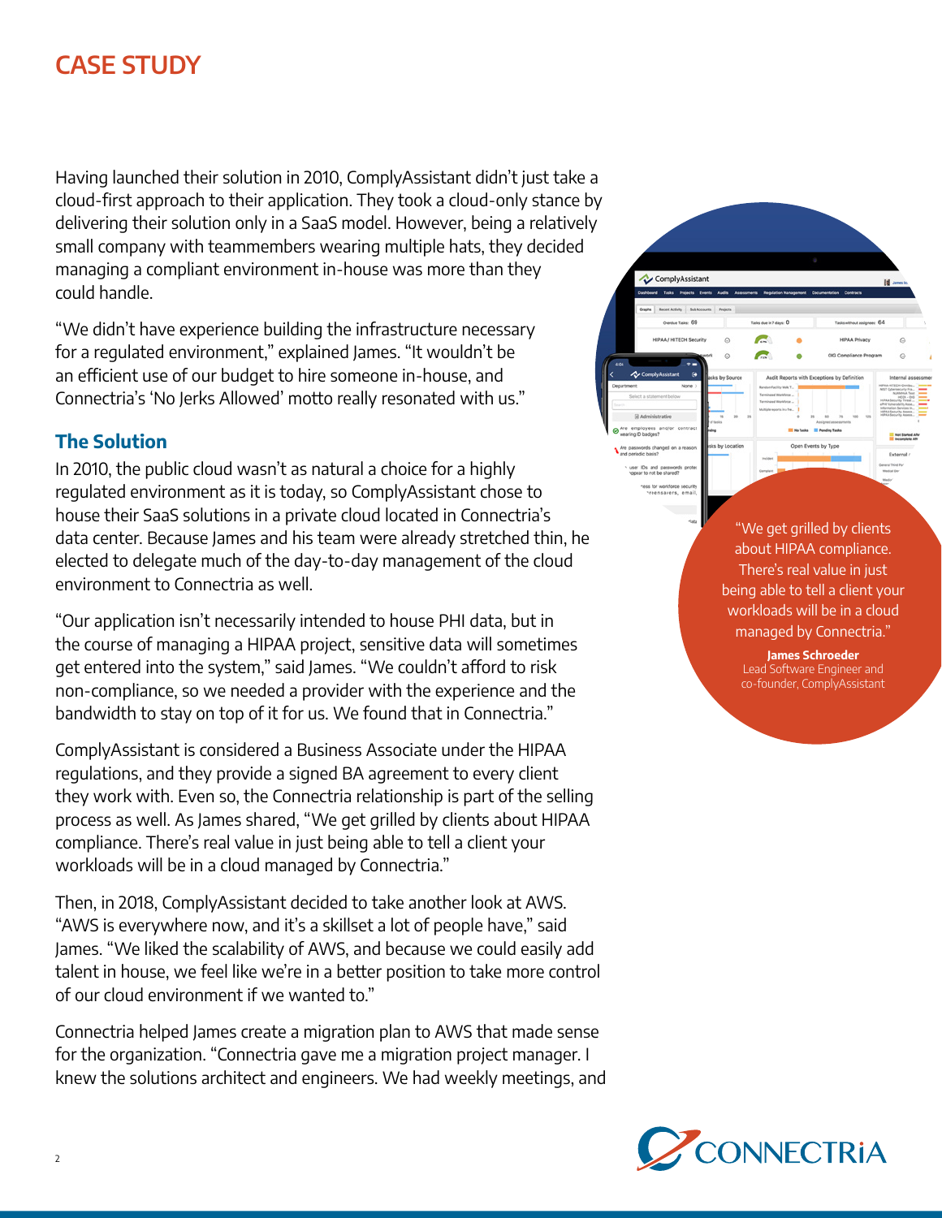# CASE STUDY

Having launched their solution in 2010, ComplyAssistant didn't just take a cloud-first approach to their application. They took a cloud-only stance by delivering their solution only in a SaaS model. However, being a relatively small company with teammembers wearing multiple hats, they decided managing a compliant environment in-house was more than they could handle.

"We didn't have experience building the infrastructure necessary for a regulated environment," explained James. "It wouldn't be an efficient use of our budget to hire someone in-house, and Connectria's 'No Jerks Allowed' motto really resonated with us."

## The Solution

In 2010, the public cloud wasn't as natural a choice for a highly regulated environment as it is today, so ComplyAssistant chose to house their SaaS solutions in a private cloud located in Connectria's data center. Because James and his team were already stretched thin, he elected to delegate much of the day-to-day management of the cloud environment to Connectria as well.

"Our application isn't necessarily intended to house PHI data, but in the course of managing a HIPAA project, sensitive data will sometimes get entered into the system," said James. "We couldn't afford to risk non-compliance, so we needed a provider with the experience and the bandwidth to stay on top of it for us. We found that in Connectria."

ComplyAssistant is considered a Business Associate under the HIPAA regulations, and they provide a signed BA agreement to every client they work with. Even so, the Connectria relationship is part of the selling process as well. As James shared, "We get grilled by clients about HIPAA compliance. There's real value in just being able to tell a client your workloads will be in a cloud managed by Connectria."

> "We get grilled by clients about HIPAA compliance. There's real value in just being able to tell a client your workloads will be in a cloud managed by Connectria."
>
> **James Schroeder**
> Lead Software Engineer and co-founder, ComplyAssistant

Then, in 2018, ComplyAssistant decided to take another look at AWS. "AWS is everywhere now, and it's a skillset a lot of people have," said James. "We liked the scalability of AWS, and because we could easily add talent in house, we feel like we're in a better position to take more control of our cloud environment if we wanted to."

Connectria helped James create a migration plan to AWS that made sense for the organization. "Connectria gave me a migration project manager. I knew the solutions architect and engineers. We had weekly meetings, and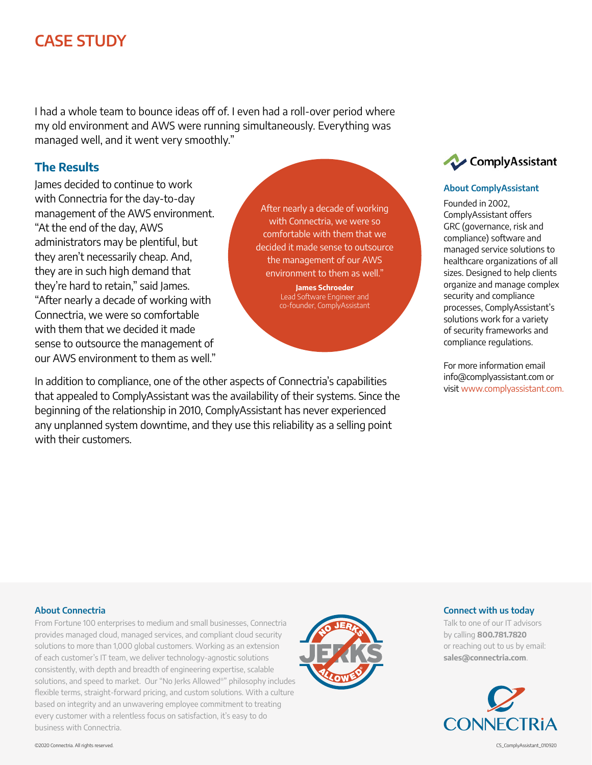# CASE STUDY

I had a whole team to bounce ideas off of. I even had a roll-over period where my old environment and AWS were running simultaneously. Everything was managed well, and it went very smoothly."

## The Results

James decided to continue to work with Connectria for the day-to-day management of the AWS environment. "At the end of the day, AWS administrators may be plentiful, but they aren't necessarily cheap. And, they are in such high demand that they're hard to retain," said James. "After nearly a decade of working with Connectria, we were so comfortable with them that we decided it made sense to outsource the management of our AWS environment to them as well."

> After nearly a decade of working with Connectria, we were so comfortable with them that we decided it made sense to outsource the management of our AWS environment to them as well."
>
> **James Schroeder**
> Lead Software Engineer and co-founder, ComplyAssistant

In addition to compliance, one of the other aspects of Connectria's capabilities that appealed to ComplyAssistant was the availability of their systems. Since the beginning of the relationship in 2010, ComplyAssistant has never experienced any unplanned system downtime, and they use this reliability as a selling point with their customers.

ComplyAssistant

### About ComplyAssistant

Founded in 2002, ComplyAssistant offers GRC (governance, risk and compliance) software and managed service solutions to healthcare organizations of all sizes. Designed to help clients organize and manage complex security and compliance processes, ComplyAssistant's solutions work for a variety of security frameworks and compliance regulations.

For more information email info@complyassistant.com or visit www.complyassistant.com.

### About Connectria

From Fortune 100 enterprises to medium and small businesses, Connectria provides managed cloud, managed services, and compliant cloud security solutions to more than 1,000 global customers. Working as an extension of each customer's IT team, we deliver technology-agnostic solutions consistently, with depth and breadth of engineering expertise, scalable solutions, and speed to market. Our "No Jerks Allowed®" philosophy includes flexible terms, straight-forward pricing, and custom solutions. With a culture based on integrity and an unwavering employee commitment to treating every customer with a relentless focus on satisfaction, it's easy to do business with Connectria.

NO JERKS ALLOWED®

### Connect with us today

Talk to one of our IT advisors by calling **800.781.7820** or reaching out to us by email: **sales@connectria.com**.

CONNECTRiA

©2020 Connectria. All rights reserved.

CS_ComplyAssistant_010920